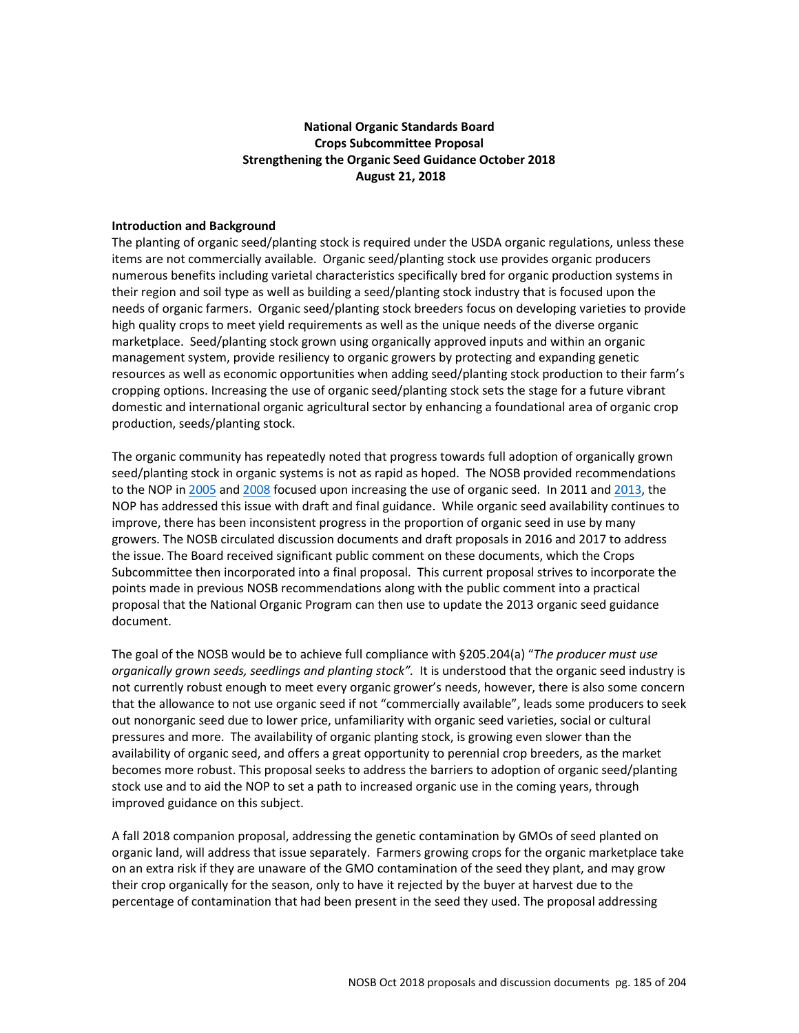**National Organic Standards Board**
**Crops Subcommittee Proposal**
**Strengthening the Organic Seed Guidance October 2018**
**August 21, 2018**

**Introduction and Background**

The planting of organic seed/planting stock is required under the USDA organic regulations, unless these items are not commercially available. Organic seed/planting stock use provides organic producers numerous benefits including varietal characteristics specifically bred for organic production systems in their region and soil type as well as building a seed/planting stock industry that is focused upon the needs of organic farmers. Organic seed/planting stock breeders focus on developing varieties to provide high quality crops to meet yield requirements as well as the unique needs of the diverse organic marketplace. Seed/planting stock grown using organically approved inputs and within an organic management system, provide resiliency to organic growers by protecting and expanding genetic resources as well as economic opportunities when adding seed/planting stock production to their farm's cropping options. Increasing the use of organic seed/planting stock sets the stage for a future vibrant domestic and international organic agricultural sector by enhancing a foundational area of organic crop production, seeds/planting stock.

The organic community has repeatedly noted that progress towards full adoption of organically grown seed/planting stock in organic systems is not as rapid as hoped. The NOSB provided recommendations to the NOP in 2005 and 2008 focused upon increasing the use of organic seed. In 2011 and 2013, the NOP has addressed this issue with draft and final guidance. While organic seed availability continues to improve, there has been inconsistent progress in the proportion of organic seed in use by many growers. The NOSB circulated discussion documents and draft proposals in 2016 and 2017 to address the issue. The Board received significant public comment on these documents, which the Crops Subcommittee then incorporated into a final proposal. This current proposal strives to incorporate the points made in previous NOSB recommendations along with the public comment into a practical proposal that the National Organic Program can then use to update the 2013 organic seed guidance document.

The goal of the NOSB would be to achieve full compliance with §205.204(a) "*The producer must use organically grown seeds, seedlings and planting stock".* It is understood that the organic seed industry is not currently robust enough to meet every organic grower's needs, however, there is also some concern that the allowance to not use organic seed if not "commercially available", leads some producers to seek out nonorganic seed due to lower price, unfamiliarity with organic seed varieties, social or cultural pressures and more. The availability of organic planting stock, is growing even slower than the availability of organic seed, and offers a great opportunity to perennial crop breeders, as the market becomes more robust. This proposal seeks to address the barriers to adoption of organic seed/planting stock use and to aid the NOP to set a path to increased organic use in the coming years, through improved guidance on this subject.

A fall 2018 companion proposal, addressing the genetic contamination by GMOs of seed planted on organic land, will address that issue separately. Farmers growing crops for the organic marketplace take on an extra risk if they are unaware of the GMO contamination of the seed they plant, and may grow their crop organically for the season, only to have it rejected by the buyer at harvest due to the percentage of contamination that had been present in the seed they used. The proposal addressing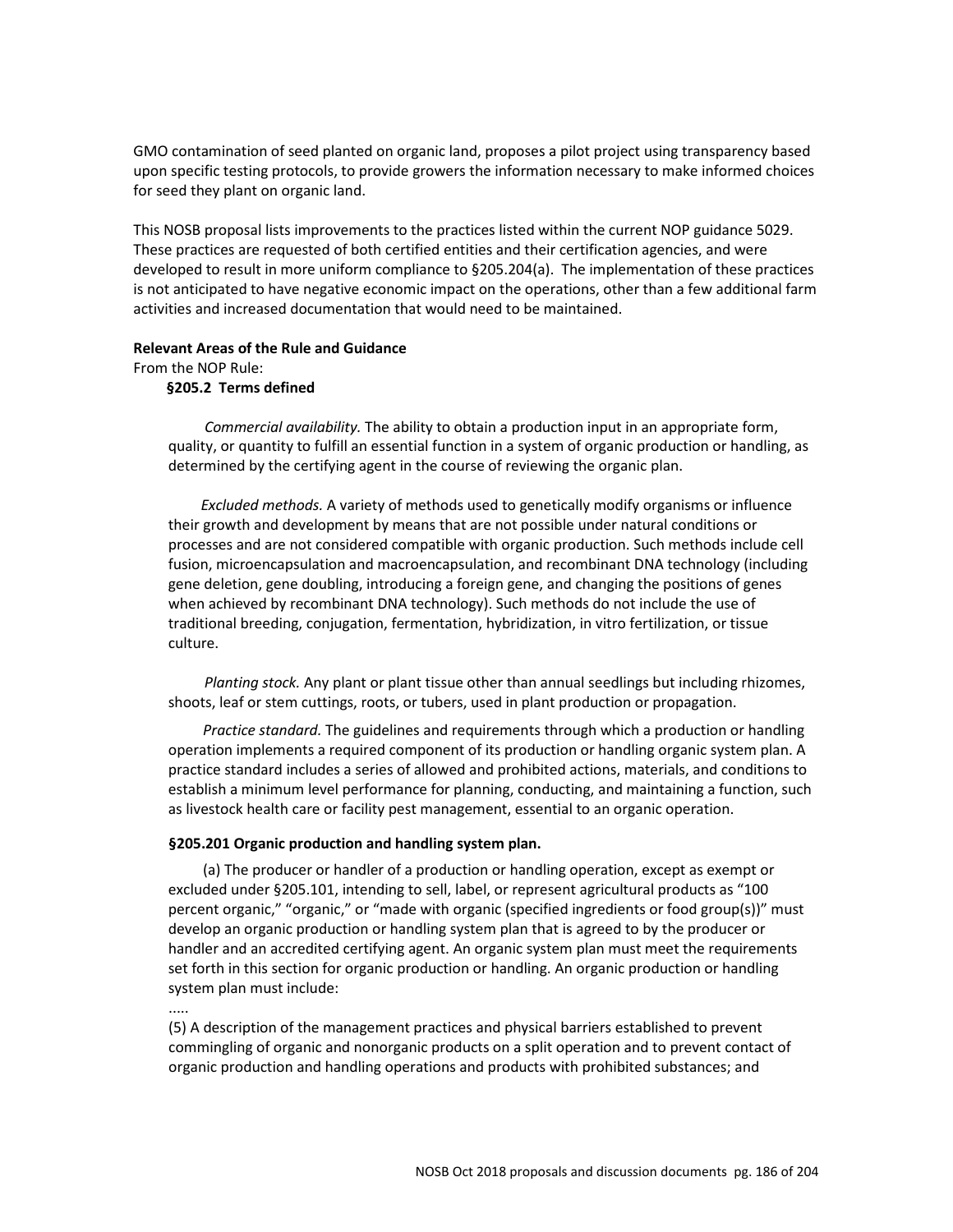GMO contamination of seed planted on organic land, proposes a pilot project using transparency based upon specific testing protocols, to provide growers the information necessary to make informed choices for seed they plant on organic land.

This NOSB proposal lists improvements to the practices listed within the current NOP guidance 5029. These practices are requested of both certified entities and their certification agencies, and were developed to result in more uniform compliance to §205.204(a). The implementation of these practices is not anticipated to have negative economic impact on the operations, other than a few additional farm activities and increased documentation that would need to be maintained.

**Relevant Areas of the Rule and Guidance**

From the NOP Rule:

**§205.2 Terms defined**

*Commercial availability.* The ability to obtain a production input in an appropriate form, quality, or quantity to fulfill an essential function in a system of organic production or handling, as determined by the certifying agent in the course of reviewing the organic plan.

*Excluded methods.* A variety of methods used to genetically modify organisms or influence their growth and development by means that are not possible under natural conditions or processes and are not considered compatible with organic production. Such methods include cell fusion, microencapsulation and macroencapsulation, and recombinant DNA technology (including gene deletion, gene doubling, introducing a foreign gene, and changing the positions of genes when achieved by recombinant DNA technology). Such methods do not include the use of traditional breeding, conjugation, fermentation, hybridization, in vitro fertilization, or tissue culture.

*Planting stock.* Any plant or plant tissue other than annual seedlings but including rhizomes, shoots, leaf or stem cuttings, roots, or tubers, used in plant production or propagation.

*Practice standard.* The guidelines and requirements through which a production or handling operation implements a required component of its production or handling organic system plan. A practice standard includes a series of allowed and prohibited actions, materials, and conditions to establish a minimum level performance for planning, conducting, and maintaining a function, such as livestock health care or facility pest management, essential to an organic operation.

**§205.201 Organic production and handling system plan.**

(a) The producer or handler of a production or handling operation, except as exempt or excluded under §205.101, intending to sell, label, or represent agricultural products as "100 percent organic," "organic," or "made with organic (specified ingredients or food group(s))" must develop an organic production or handling system plan that is agreed to by the producer or handler and an accredited certifying agent. An organic system plan must meet the requirements set forth in this section for organic production or handling. An organic production or handling system plan must include:

.....

(5) A description of the management practices and physical barriers established to prevent commingling of organic and nonorganic products on a split operation and to prevent contact of organic production and handling operations and products with prohibited substances; and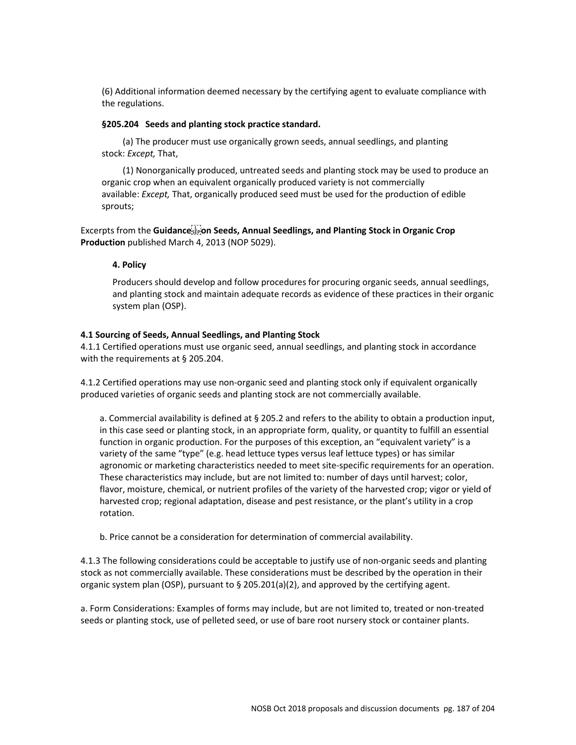(6) Additional information deemed necessary by the certifying agent to evaluate compliance with the regulations.

**§205.204 Seeds and planting stock practice standard.**

(a) The producer must use organically grown seeds, annual seedlings, and planting stock: *Except,* That,

(1) Nonorganically produced, untreated seeds and planting stock may be used to produce an organic crop when an equivalent organically produced variety is not commercially available: *Except,* That, organically produced seed must be used for the production of edible sprouts;

Excerpts from the **Guidance on Seeds, Annual Seedlings, and Planting Stock in Organic Crop Production** published March 4, 2013 (NOP 5029).

**4. Policy**

Producers should develop and follow procedures for procuring organic seeds, annual seedlings, and planting stock and maintain adequate records as evidence of these practices in their organic system plan (OSP).

**4.1 Sourcing of Seeds, Annual Seedlings, and Planting Stock**

4.1.1 Certified operations must use organic seed, annual seedlings, and planting stock in accordance with the requirements at § 205.204.

4.1.2 Certified operations may use non-organic seed and planting stock only if equivalent organically produced varieties of organic seeds and planting stock are not commercially available.

a. Commercial availability is defined at § 205.2 and refers to the ability to obtain a production input, in this case seed or planting stock, in an appropriate form, quality, or quantity to fulfill an essential function in organic production. For the purposes of this exception, an "equivalent variety" is a variety of the same "type" (e.g. head lettuce types versus leaf lettuce types) or has similar agronomic or marketing characteristics needed to meet site-specific requirements for an operation. These characteristics may include, but are not limited to: number of days until harvest; color, flavor, moisture, chemical, or nutrient profiles of the variety of the harvested crop; vigor or yield of harvested crop; regional adaptation, disease and pest resistance, or the plant's utility in a crop rotation.

b. Price cannot be a consideration for determination of commercial availability.

4.1.3 The following considerations could be acceptable to justify use of non-organic seeds and planting stock as not commercially available. These considerations must be described by the operation in their organic system plan (OSP), pursuant to § 205.201(a)(2), and approved by the certifying agent.

a. Form Considerations: Examples of forms may include, but are not limited to, treated or non-treated seeds or planting stock, use of pelleted seed, or use of bare root nursery stock or container plants.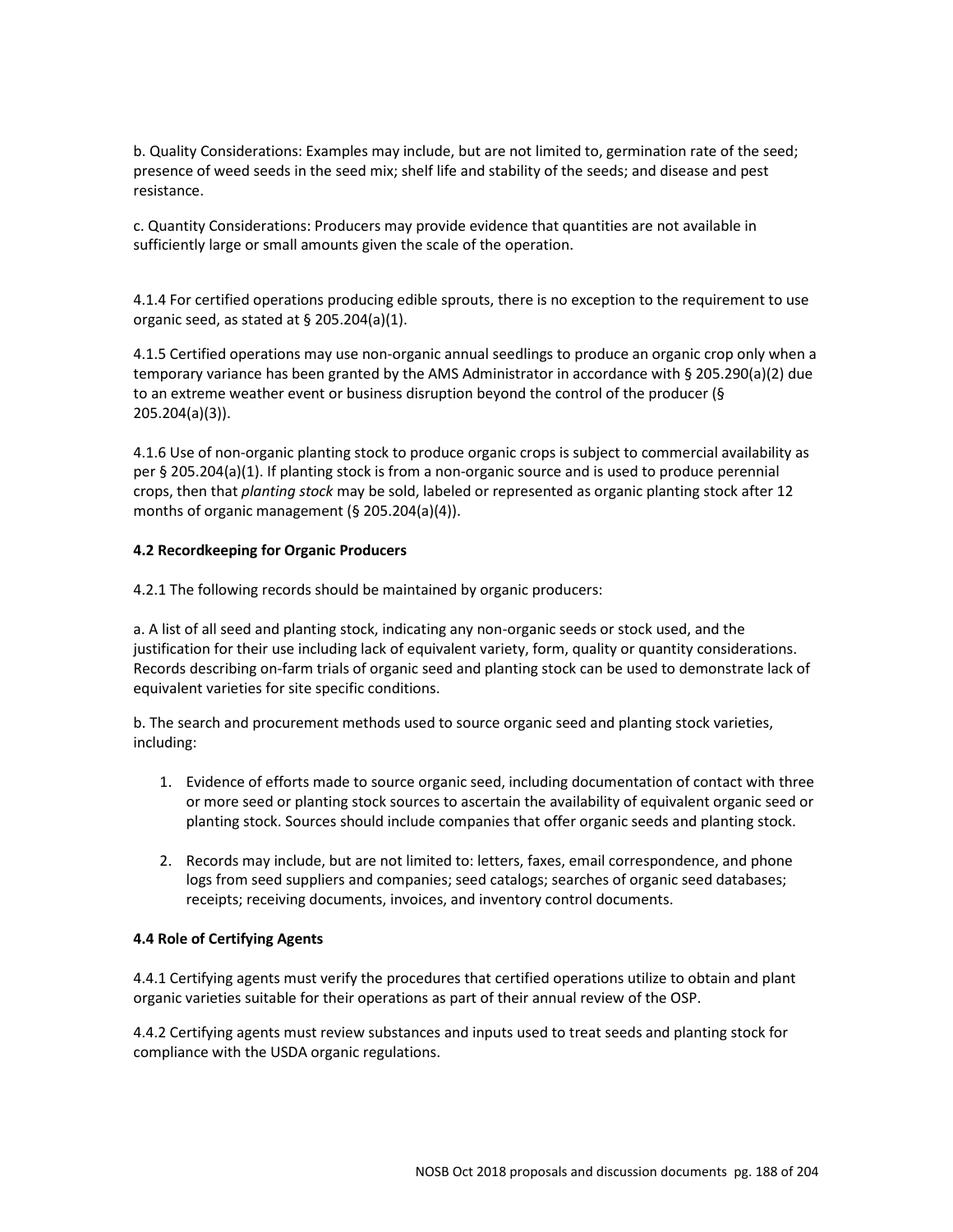b. Quality Considerations: Examples may include, but are not limited to, germination rate of the seed; presence of weed seeds in the seed mix; shelf life and stability of the seeds; and disease and pest resistance.

c. Quantity Considerations: Producers may provide evidence that quantities are not available in sufficiently large or small amounts given the scale of the operation.

4.1.4 For certified operations producing edible sprouts, there is no exception to the requirement to use organic seed, as stated at § 205.204(a)(1).

4.1.5 Certified operations may use non-organic annual seedlings to produce an organic crop only when a temporary variance has been granted by the AMS Administrator in accordance with § 205.290(a)(2) due to an extreme weather event or business disruption beyond the control of the producer (§ 205.204(a)(3)).

4.1.6 Use of non-organic planting stock to produce organic crops is subject to commercial availability as per § 205.204(a)(1). If planting stock is from a non-organic source and is used to produce perennial crops, then that *planting stock* may be sold, labeled or represented as organic planting stock after 12 months of organic management (§ 205.204(a)(4)).

**4.2 Recordkeeping for Organic Producers**

4.2.1 The following records should be maintained by organic producers:

a. A list of all seed and planting stock, indicating any non-organic seeds or stock used, and the justification for their use including lack of equivalent variety, form, quality or quantity considerations. Records describing on-farm trials of organic seed and planting stock can be used to demonstrate lack of equivalent varieties for site specific conditions.

b. The search and procurement methods used to source organic seed and planting stock varieties, including:

1. Evidence of efforts made to source organic seed, including documentation of contact with three or more seed or planting stock sources to ascertain the availability of equivalent organic seed or planting stock. Sources should include companies that offer organic seeds and planting stock.

2. Records may include, but are not limited to: letters, faxes, email correspondence, and phone logs from seed suppliers and companies; seed catalogs; searches of organic seed databases; receipts; receiving documents, invoices, and inventory control documents.

**4.4 Role of Certifying Agents**

4.4.1 Certifying agents must verify the procedures that certified operations utilize to obtain and plant organic varieties suitable for their operations as part of their annual review of the OSP.

4.4.2 Certifying agents must review substances and inputs used to treat seeds and planting stock for compliance with the USDA organic regulations.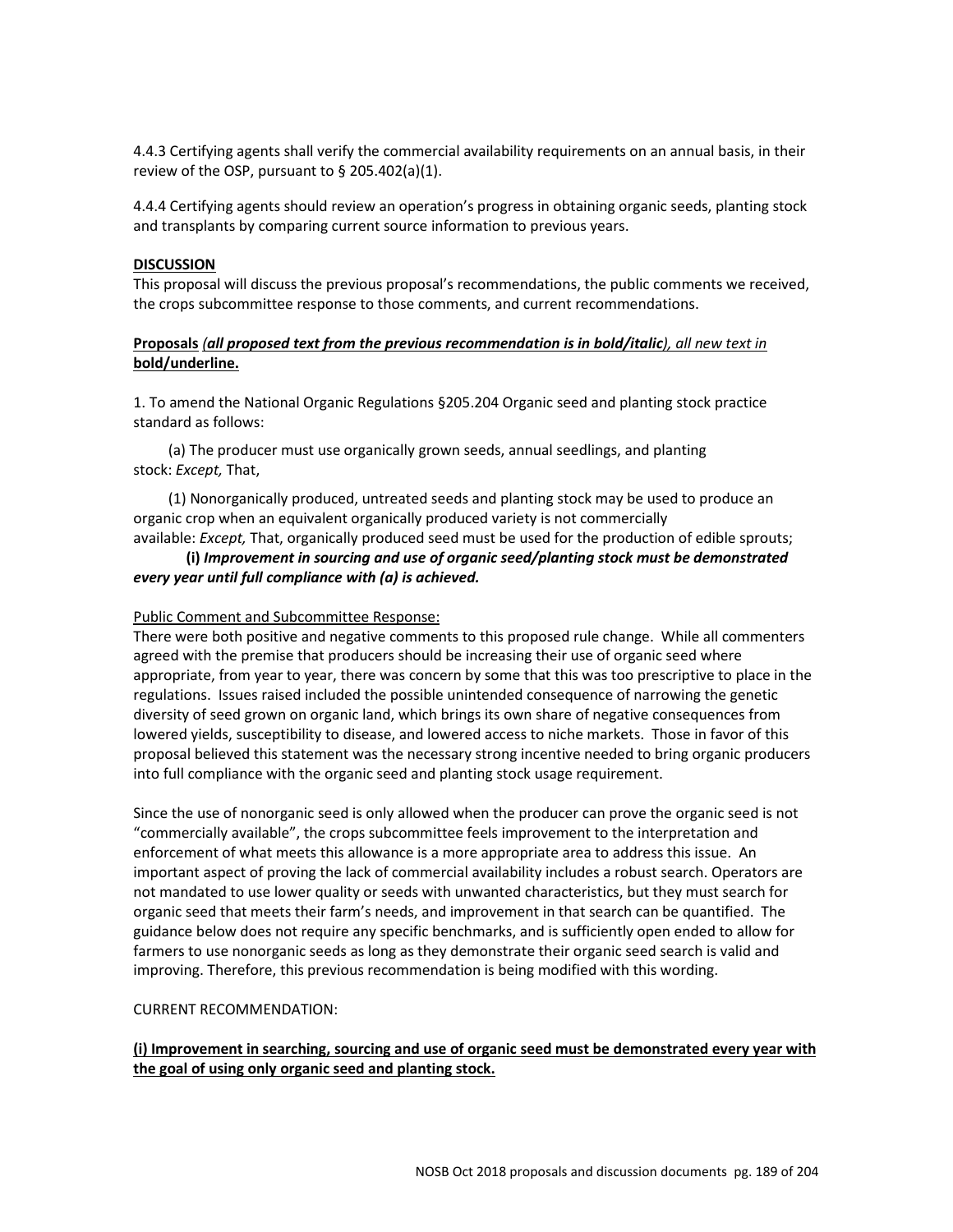4.4.3 Certifying agents shall verify the commercial availability requirements on an annual basis, in their review of the OSP, pursuant to § 205.402(a)(1).

4.4.4 Certifying agents should review an operation's progress in obtaining organic seeds, planting stock and transplants by comparing current source information to previous years.

**DISCUSSION**

This proposal will discuss the previous proposal's recommendations, the public comments we received, the crops subcommittee response to those comments, and current recommendations.

**Proposals** *(**all proposed text from the previous recommendation is in bold/italic**), all new text in* **bold/underline.**

1. To amend the National Organic Regulations §205.204 Organic seed and planting stock practice standard as follows:

(a) The producer must use organically grown seeds, annual seedlings, and planting stock: *Except,* That,

(1) Nonorganically produced, untreated seeds and planting stock may be used to produce an organic crop when an equivalent organically produced variety is not commercially available: *Except,* That, organically produced seed must be used for the production of edible sprouts;

**(i)** ***Improvement in sourcing and use of organic seed/planting stock must be demonstrated every year until full compliance with (a) is achieved.***

Public Comment and Subcommittee Response:

There were both positive and negative comments to this proposed rule change. While all commenters agreed with the premise that producers should be increasing their use of organic seed where appropriate, from year to year, there was concern by some that this was too prescriptive to place in the regulations. Issues raised included the possible unintended consequence of narrowing the genetic diversity of seed grown on organic land, which brings its own share of negative consequences from lowered yields, susceptibility to disease, and lowered access to niche markets. Those in favor of this proposal believed this statement was the necessary strong incentive needed to bring organic producers into full compliance with the organic seed and planting stock usage requirement.

Since the use of nonorganic seed is only allowed when the producer can prove the organic seed is not "commercially available", the crops subcommittee feels improvement to the interpretation and enforcement of what meets this allowance is a more appropriate area to address this issue. An important aspect of proving the lack of commercial availability includes a robust search. Operators are not mandated to use lower quality or seeds with unwanted characteristics, but they must search for organic seed that meets their farm's needs, and improvement in that search can be quantified. The guidance below does not require any specific benchmarks, and is sufficiently open ended to allow for farmers to use nonorganic seeds as long as they demonstrate their organic seed search is valid and improving. Therefore, this previous recommendation is being modified with this wording.

CURRENT RECOMMENDATION:

**(i) Improvement in searching, sourcing and use of organic seed must be demonstrated every year with the goal of using only organic seed and planting stock.**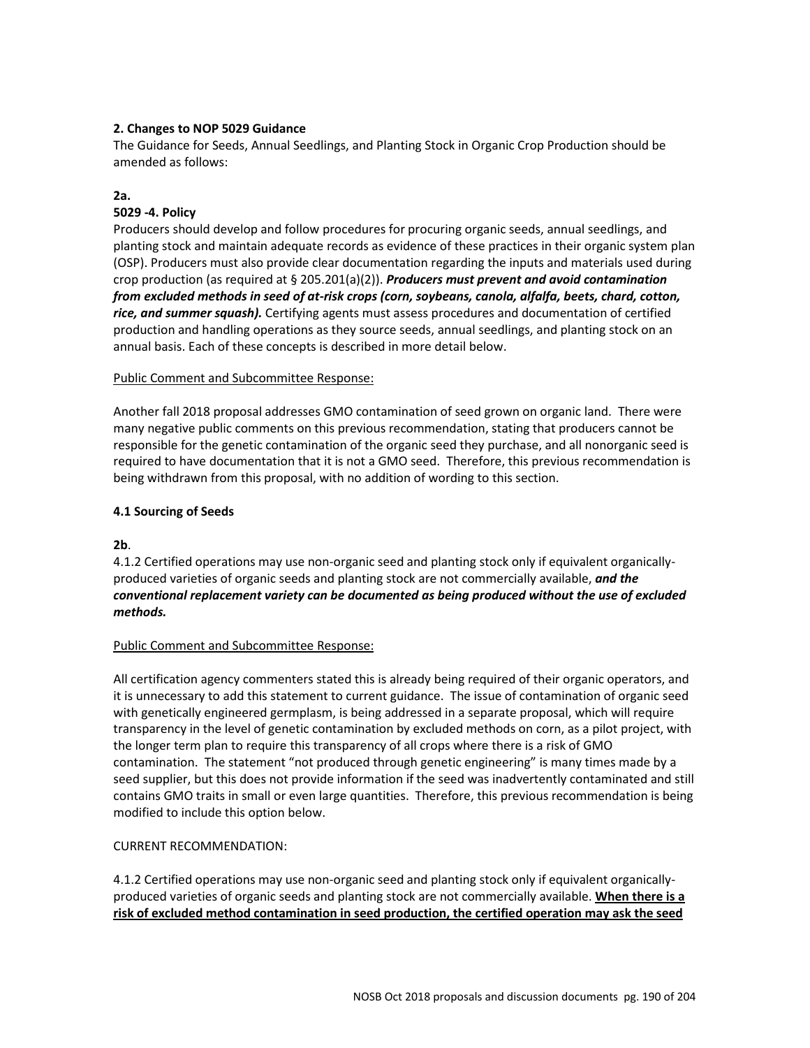**2. Changes to NOP 5029 Guidance**

The Guidance for Seeds, Annual Seedlings, and Planting Stock in Organic Crop Production should be amended as follows:

**2a.**

**5029 -4. Policy**

Producers should develop and follow procedures for procuring organic seeds, annual seedlings, and planting stock and maintain adequate records as evidence of these practices in their organic system plan (OSP). Producers must also provide clear documentation regarding the inputs and materials used during crop production (as required at § 205.201(a)(2)). ***Producers must prevent and avoid contamination from excluded methods in seed of at-risk crops (corn, soybeans, canola, alfalfa, beets, chard, cotton, rice, and summer squash).*** Certifying agents must assess procedures and documentation of certified production and handling operations as they source seeds, annual seedlings, and planting stock on an annual basis. Each of these concepts is described in more detail below.

<u>Public Comment and Subcommittee Response:</u>

Another fall 2018 proposal addresses GMO contamination of seed grown on organic land. There were many negative public comments on this previous recommendation, stating that producers cannot be responsible for the genetic contamination of the organic seed they purchase, and all nonorganic seed is required to have documentation that it is not a GMO seed. Therefore, this previous recommendation is being withdrawn from this proposal, with no addition of wording to this section.

**4.1 Sourcing of Seeds**

**2b**.

4.1.2 Certified operations may use non-organic seed and planting stock only if equivalent organically-produced varieties of organic seeds and planting stock are not commercially available, ***and the conventional replacement variety can be documented as being produced without the use of excluded methods.***

<u>Public Comment and Subcommittee Response:</u>

All certification agency commenters stated this is already being required of their organic operators, and it is unnecessary to add this statement to current guidance. The issue of contamination of organic seed with genetically engineered germplasm, is being addressed in a separate proposal, which will require transparency in the level of genetic contamination by excluded methods on corn, as a pilot project, with the longer term plan to require this transparency of all crops where there is a risk of GMO contamination. The statement "not produced through genetic engineering" is many times made by a seed supplier, but this does not provide information if the seed was inadvertently contaminated and still contains GMO traits in small or even large quantities. Therefore, this previous recommendation is being modified to include this option below.

CURRENT RECOMMENDATION:

4.1.2 Certified operations may use non-organic seed and planting stock only if equivalent organically-produced varieties of organic seeds and planting stock are not commercially available. <u>**When there is a risk of excluded method contamination in seed production, the certified operation may ask the seed**</u>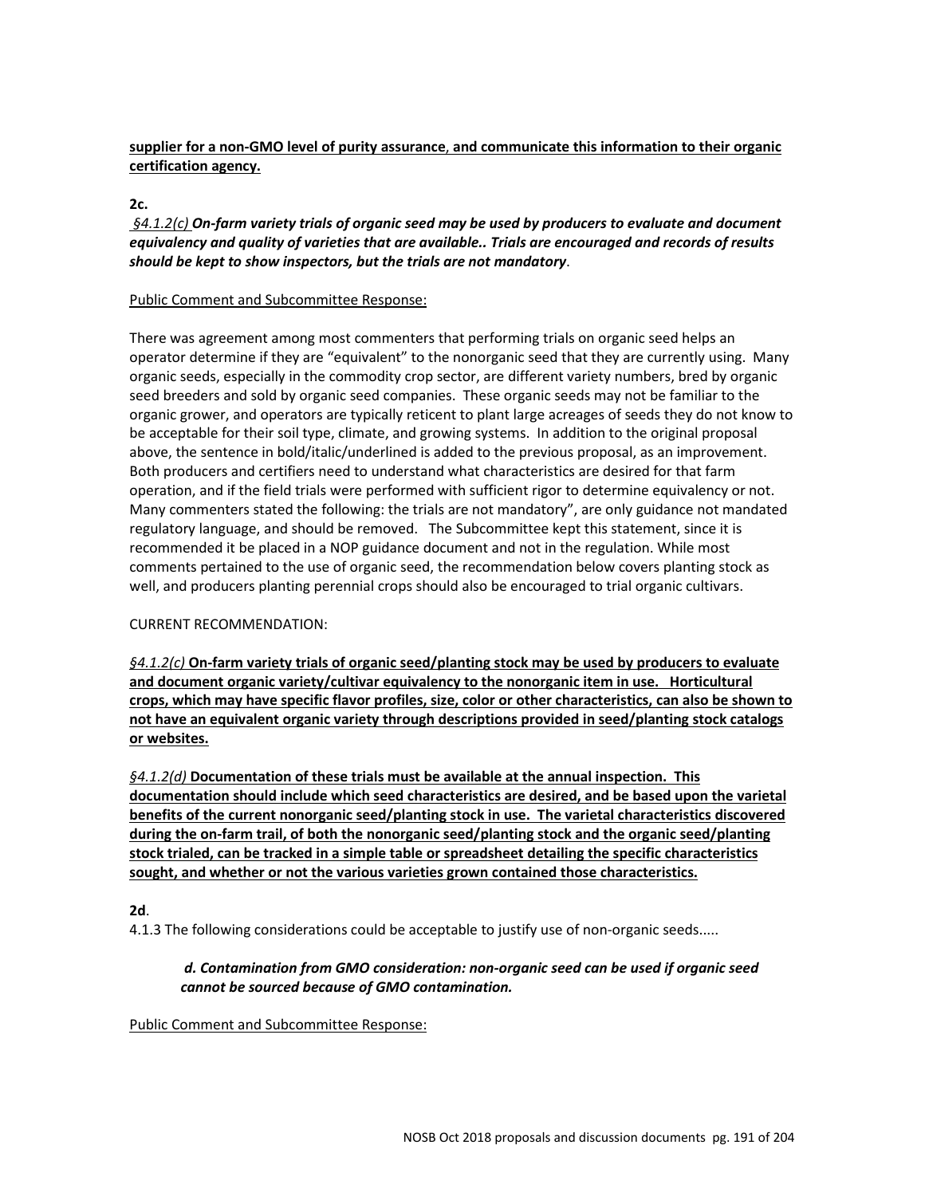**supplier for a non-GMO level of purity assurance, and communicate this information to their organic certification agency.**

**2c.**

*§4.1.2(c)* ***On-farm variety trials of organic seed may be used by producers to evaluate and document equivalency and quality of varieties that are available.. Trials are encouraged and records of results should be kept to show inspectors, but the trials are not mandatory***.

Public Comment and Subcommittee Response:

There was agreement among most commenters that performing trials on organic seed helps an operator determine if they are "equivalent" to the nonorganic seed that they are currently using. Many organic seeds, especially in the commodity crop sector, are different variety numbers, bred by organic seed breeders and sold by organic seed companies. These organic seeds may not be familiar to the organic grower, and operators are typically reticent to plant large acreages of seeds they do not know to be acceptable for their soil type, climate, and growing systems. In addition to the original proposal above, the sentence in bold/italic/underlined is added to the previous proposal, as an improvement. Both producers and certifiers need to understand what characteristics are desired for that farm operation, and if the field trials were performed with sufficient rigor to determine equivalency or not. Many commenters stated the following: the trials are not mandatory", are only guidance not mandated regulatory language, and should be removed. The Subcommittee kept this statement, since it is recommended it be placed in a NOP guidance document and not in the regulation. While most comments pertained to the use of organic seed, the recommendation below covers planting stock as well, and producers planting perennial crops should also be encouraged to trial organic cultivars.

CURRENT RECOMMENDATION:

*§4.1.2(c)* **On-farm variety trials of organic seed/planting stock may be used by producers to evaluate and document organic variety/cultivar equivalency to the nonorganic item in use. Horticultural crops, which may have specific flavor profiles, size, color or other characteristics, can also be shown to not have an equivalent organic variety through descriptions provided in seed/planting stock catalogs or websites.**

*§4.1.2(d)* **Documentation of these trials must be available at the annual inspection. This documentation should include which seed characteristics are desired, and be based upon the varietal benefits of the current nonorganic seed/planting stock in use. The varietal characteristics discovered during the on-farm trail, of both the nonorganic seed/planting stock and the organic seed/planting stock trialed, can be tracked in a simple table or spreadsheet detailing the specific characteristics sought, and whether or not the various varieties grown contained those characteristics.**

**2d**.

4.1.3 The following considerations could be acceptable to justify use of non-organic seeds.....

> ***d. Contamination from GMO consideration: non-organic seed can be used if organic seed cannot be sourced because of GMO contamination.***

Public Comment and Subcommittee Response: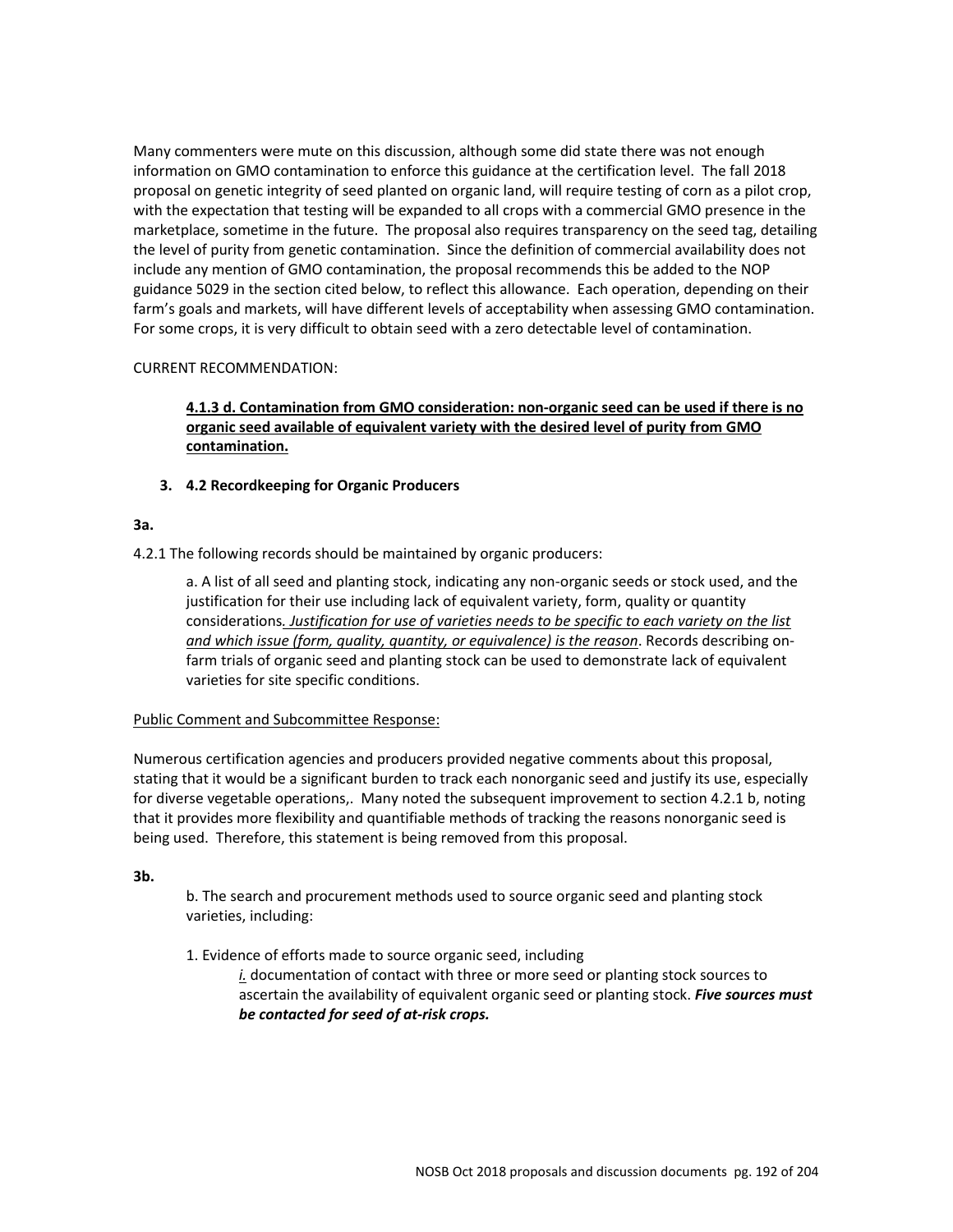Many commenters were mute on this discussion, although some did state there was not enough information on GMO contamination to enforce this guidance at the certification level. The fall 2018 proposal on genetic integrity of seed planted on organic land, will require testing of corn as a pilot crop, with the expectation that testing will be expanded to all crops with a commercial GMO presence in the marketplace, sometime in the future. The proposal also requires transparency on the seed tag, detailing the level of purity from genetic contamination. Since the definition of commercial availability does not include any mention of GMO contamination, the proposal recommends this be added to the NOP guidance 5029 in the section cited below, to reflect this allowance. Each operation, depending on their farm's goals and markets, will have different levels of acceptability when assessing GMO contamination. For some crops, it is very difficult to obtain seed with a zero detectable level of contamination.

CURRENT RECOMMENDATION:

> <u>**4.1.3 d. Contamination from GMO consideration: non-organic seed can be used if there is no organic seed available of equivalent variety with the desired level of purity from GMO contamination.**</u>

**3. 4.2 Recordkeeping for Organic Producers**

**3a.**

4.2.1 The following records should be maintained by organic producers:

> a. A list of all seed and planting stock, indicating any non-organic seeds or stock used, and the justification for their use including lack of equivalent variety, form, quality or quantity considerations*<u>. Justification for use of varieties needs to be specific to each variety on the list and which issue (form, quality, quantity, or equivalence) is the reason</u>*. Records describing on-farm trials of organic seed and planting stock can be used to demonstrate lack of equivalent varieties for site specific conditions.

<u>Public Comment and Subcommittee Response:</u>

Numerous certification agencies and producers provided negative comments about this proposal, stating that it would be a significant burden to track each nonorganic seed and justify its use, especially for diverse vegetable operations,. Many noted the subsequent improvement to section 4.2.1 b, noting that it provides more flexibility and quantifiable methods of tracking the reasons nonorganic seed is being used. Therefore, this statement is being removed from this proposal.

**3b.**

> b. The search and procurement methods used to source organic seed and planting stock varieties, including:
>
> 1. Evidence of efforts made to source organic seed, including
>
>    *<u>i.</u>* documentation of contact with three or more seed or planting stock sources to ascertain the availability of equivalent organic seed or planting stock. ***Five sources must be contacted for seed of at-risk crops.***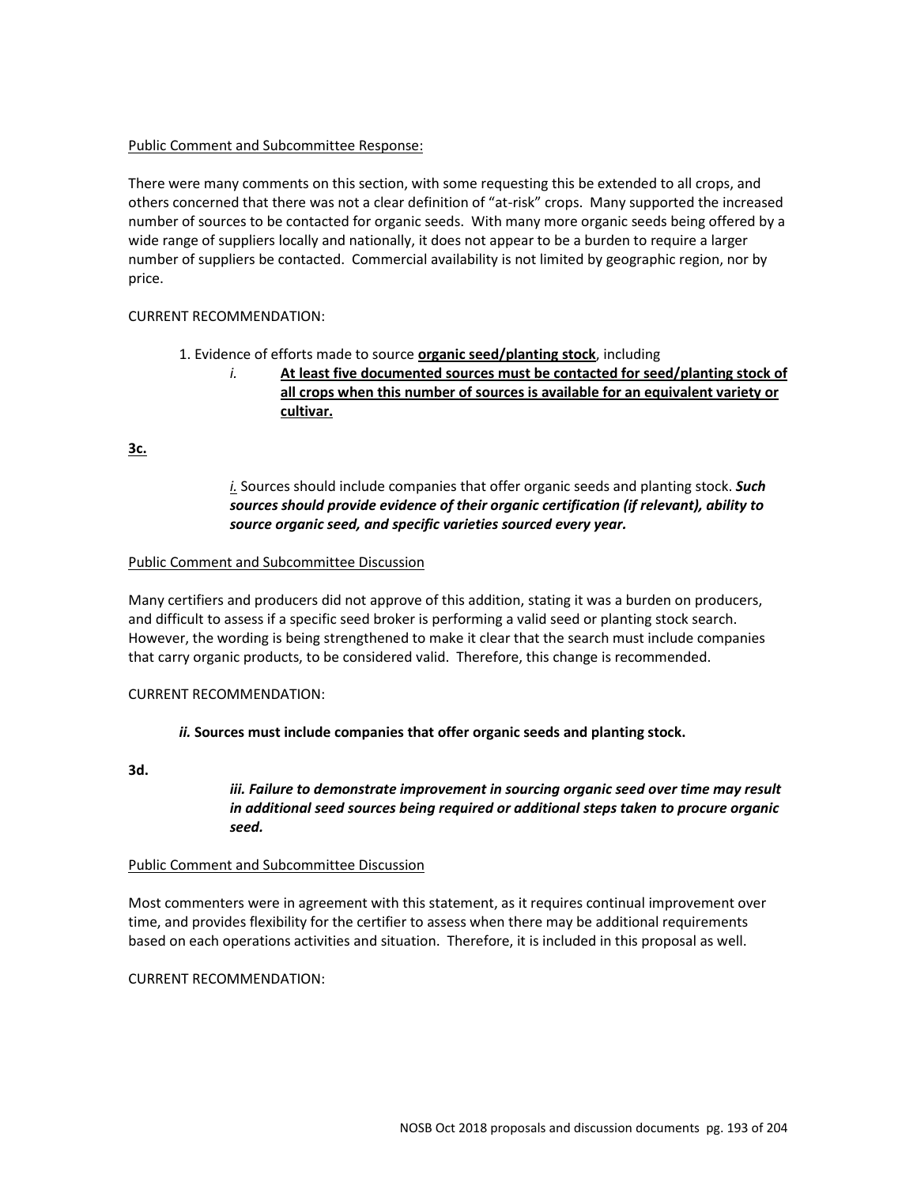Public Comment and Subcommittee Response:

There were many comments on this section, with some requesting this be extended to all crops, and others concerned that there was not a clear definition of "at-risk" crops. Many supported the increased number of sources to be contacted for organic seeds. With many more organic seeds being offered by a wide range of suppliers locally and nationally, it does not appear to be a burden to require a larger number of suppliers be contacted. Commercial availability is not limited by geographic region, nor by price.

CURRENT RECOMMENDATION:

1. Evidence of efforts made to source **organic seed/planting stock**, including

   *i.* **At least five documented sources must be contacted for seed/planting stock of all crops when this number of sources is available for an equivalent variety or cultivar.**

**3c.**

*i.* Sources should include companies that offer organic seeds and planting stock. ***Such sources should provide evidence of their organic certification (if relevant), ability to source organic seed, and specific varieties sourced every year.***

Public Comment and Subcommittee Discussion

Many certifiers and producers did not approve of this addition, stating it was a burden on producers, and difficult to assess if a specific seed broker is performing a valid seed or planting stock search. However, the wording is being strengthened to make it clear that the search must include companies that carry organic products, to be considered valid. Therefore, this change is recommended.

CURRENT RECOMMENDATION:

***ii.*** **Sources must include companies that offer organic seeds and planting stock.**

**3d.**

***iii. Failure to demonstrate improvement in sourcing organic seed over time may result in additional seed sources being required or additional steps taken to procure organic seed.***

Public Comment and Subcommittee Discussion

Most commenters were in agreement with this statement, as it requires continual improvement over time, and provides flexibility for the certifier to assess when there may be additional requirements based on each operations activities and situation. Therefore, it is included in this proposal as well.

CURRENT RECOMMENDATION: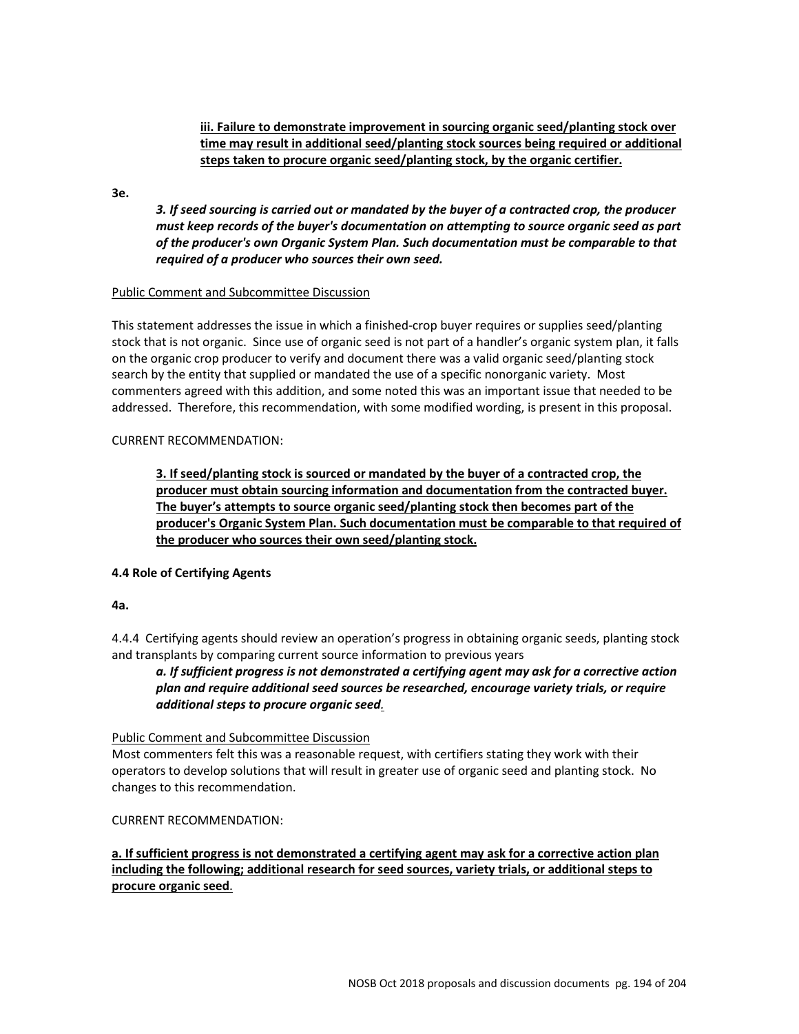<u>**iii. Failure to demonstrate improvement in sourcing organic seed/planting stock over time may result in additional seed/planting stock sources being required or additional steps taken to procure organic seed/planting stock, by the organic certifier.**</u>

**3e.**

***3. If seed sourcing is carried out or mandated by the buyer of a contracted crop, the producer must keep records of the buyer's documentation on attempting to source organic seed as part of the producer's own Organic System Plan. Such documentation must be comparable to that required of a producer who sources their own seed.***

<u>Public Comment and Subcommittee Discussion</u>

This statement addresses the issue in which a finished-crop buyer requires or supplies seed/planting stock that is not organic. Since use of organic seed is not part of a handler's organic system plan, it falls on the organic crop producer to verify and document there was a valid organic seed/planting stock search by the entity that supplied or mandated the use of a specific nonorganic variety. Most commenters agreed with this addition, and some noted this was an important issue that needed to be addressed. Therefore, this recommendation, with some modified wording, is present in this proposal.

CURRENT RECOMMENDATION:

<u>**3. If seed/planting stock is sourced or mandated by the buyer of a contracted crop, the producer must obtain sourcing information and documentation from the contracted buyer. The buyer's attempts to source organic seed/planting stock then becomes part of the producer's Organic System Plan. Such documentation must be comparable to that required of the producer who sources their own seed/planting stock.**</u>

**4.4 Role of Certifying Agents**

**4a.**

4.4.4 Certifying agents should review an operation's progress in obtaining organic seeds, planting stock and transplants by comparing current source information to previous years

***a. If sufficient progress is not demonstrated a certifying agent may ask for a corrective action plan and require additional seed sources be researched, encourage variety trials, or require additional steps to procure organic seed.***

<u>Public Comment and Subcommittee Discussion</u>

Most commenters felt this was a reasonable request, with certifiers stating they work with their operators to develop solutions that will result in greater use of organic seed and planting stock. No changes to this recommendation.

CURRENT RECOMMENDATION:

<u>**a. If sufficient progress is not demonstrated a certifying agent may ask for a corrective action plan including the following; additional research for seed sources, variety trials, or additional steps to procure organic seed**</u>.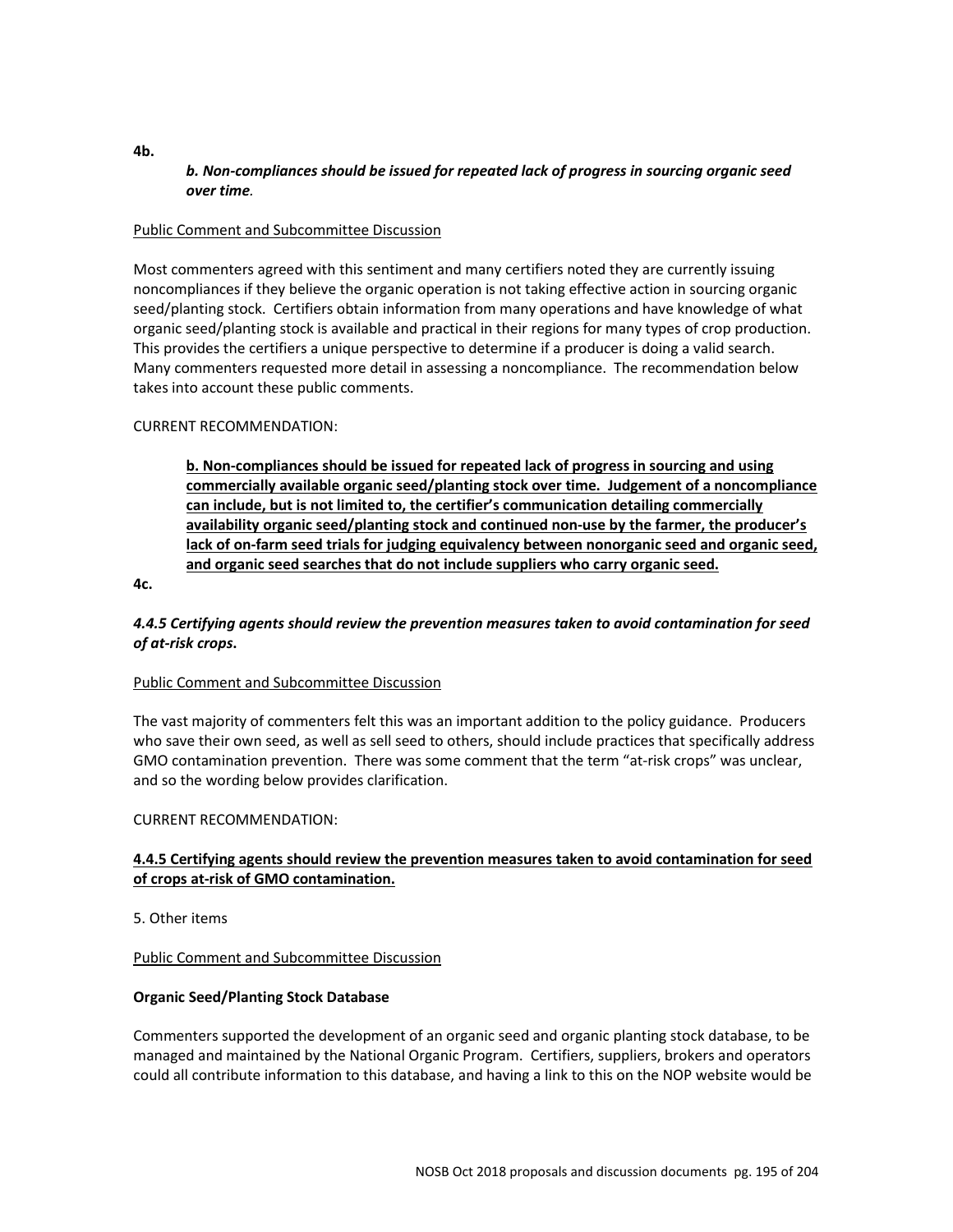**4b.**

> ***b. Non-compliances should be issued for repeated lack of progress in sourcing organic seed over time.***

Public Comment and Subcommittee Discussion

Most commenters agreed with this sentiment and many certifiers noted they are currently issuing noncompliances if they believe the organic operation is not taking effective action in sourcing organic seed/planting stock. Certifiers obtain information from many operations and have knowledge of what organic seed/planting stock is available and practical in their regions for many types of crop production. This provides the certifiers a unique perspective to determine if a producer is doing a valid search. Many commenters requested more detail in assessing a noncompliance. The recommendation below takes into account these public comments.

CURRENT RECOMMENDATION:

> **<u>b. Non-compliances should be issued for repeated lack of progress in sourcing and using commercially available organic seed/planting stock over time. Judgement of a noncompliance can include, but is not limited to, the certifier's communication detailing commercially availability organic seed/planting stock and continued non-use by the farmer, the producer's lack of on-farm seed trials for judging equivalency between nonorganic seed and organic seed, and organic seed searches that do not include suppliers who carry organic seed.</u>**

**4c.**

***4.4.5 Certifying agents should review the prevention measures taken to avoid contamination for seed of at-risk crops*.**

Public Comment and Subcommittee Discussion

The vast majority of commenters felt this was an important addition to the policy guidance. Producers who save their own seed, as well as sell seed to others, should include practices that specifically address GMO contamination prevention. There was some comment that the term "at-risk crops" was unclear, and so the wording below provides clarification.

CURRENT RECOMMENDATION:

**<u>4.4.5 Certifying agents should review the prevention measures taken to avoid contamination for seed of crops at-risk of GMO contamination.</u>**

5. Other items

Public Comment and Subcommittee Discussion

**Organic Seed/Planting Stock Database**

Commenters supported the development of an organic seed and organic planting stock database, to be managed and maintained by the National Organic Program. Certifiers, suppliers, brokers and operators could all contribute information to this database, and having a link to this on the NOP website would be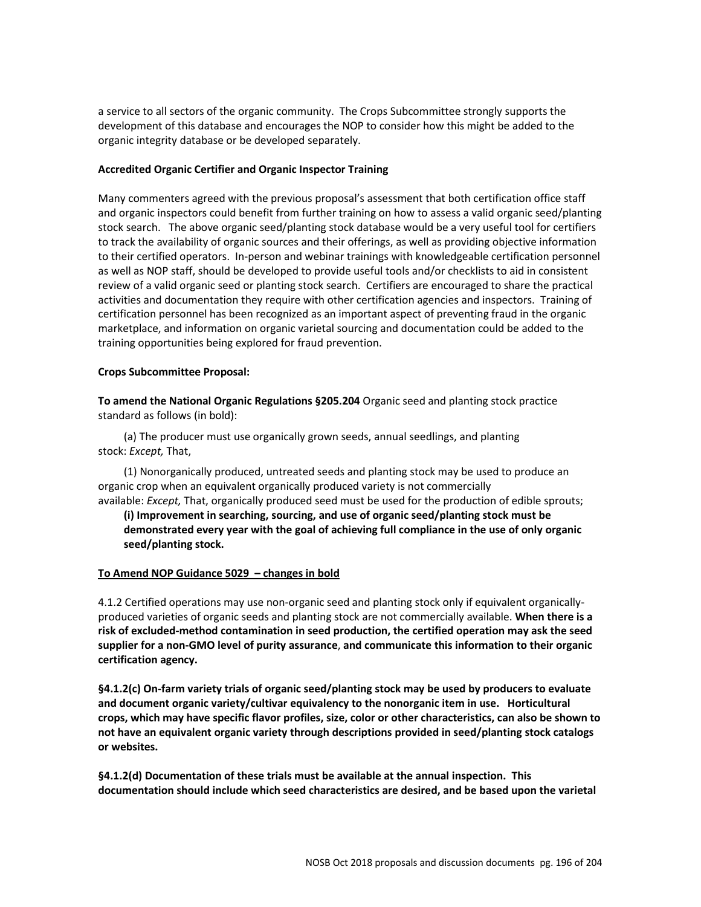a service to all sectors of the organic community. The Crops Subcommittee strongly supports the development of this database and encourages the NOP to consider how this might be added to the organic integrity database or be developed separately.

**Accredited Organic Certifier and Organic Inspector Training**

Many commenters agreed with the previous proposal's assessment that both certification office staff and organic inspectors could benefit from further training on how to assess a valid organic seed/planting stock search. The above organic seed/planting stock database would be a very useful tool for certifiers to track the availability of organic sources and their offerings, as well as providing objective information to their certified operators. In-person and webinar trainings with knowledgeable certification personnel as well as NOP staff, should be developed to provide useful tools and/or checklists to aid in consistent review of a valid organic seed or planting stock search. Certifiers are encouraged to share the practical activities and documentation they require with other certification agencies and inspectors. Training of certification personnel has been recognized as an important aspect of preventing fraud in the organic marketplace, and information on organic varietal sourcing and documentation could be added to the training opportunities being explored for fraud prevention.

**Crops Subcommittee Proposal:**

**To amend the National Organic Regulations §205.204** Organic seed and planting stock practice standard as follows (in bold):

(a) The producer must use organically grown seeds, annual seedlings, and planting stock: *Except,* That,

(1) Nonorganically produced, untreated seeds and planting stock may be used to produce an organic crop when an equivalent organically produced variety is not commercially available: *Except,* That, organically produced seed must be used for the production of edible sprouts;

**(i) Improvement in searching, sourcing, and use of organic seed/planting stock must be demonstrated every year with the goal of achieving full compliance in the use of only organic seed/planting stock.**

**<u>To Amend NOP Guidance 5029 – changes in bold</u>**

4.1.2 Certified operations may use non-organic seed and planting stock only if equivalent organically-produced varieties of organic seeds and planting stock are not commercially available. **When there is a risk of excluded-method contamination in seed production, the certified operation may ask the seed supplier for a non-GMO level of purity assurance**, **and communicate this information to their organic certification agency.**

**§4.1.2(c) On-farm variety trials of organic seed/planting stock may be used by producers to evaluate and document organic variety/cultivar equivalency to the nonorganic item in use. Horticultural crops, which may have specific flavor profiles, size, color or other characteristics, can also be shown to not have an equivalent organic variety through descriptions provided in seed/planting stock catalogs or websites.**

**§4.1.2(d) Documentation of these trials must be available at the annual inspection. This documentation should include which seed characteristics are desired, and be based upon the varietal**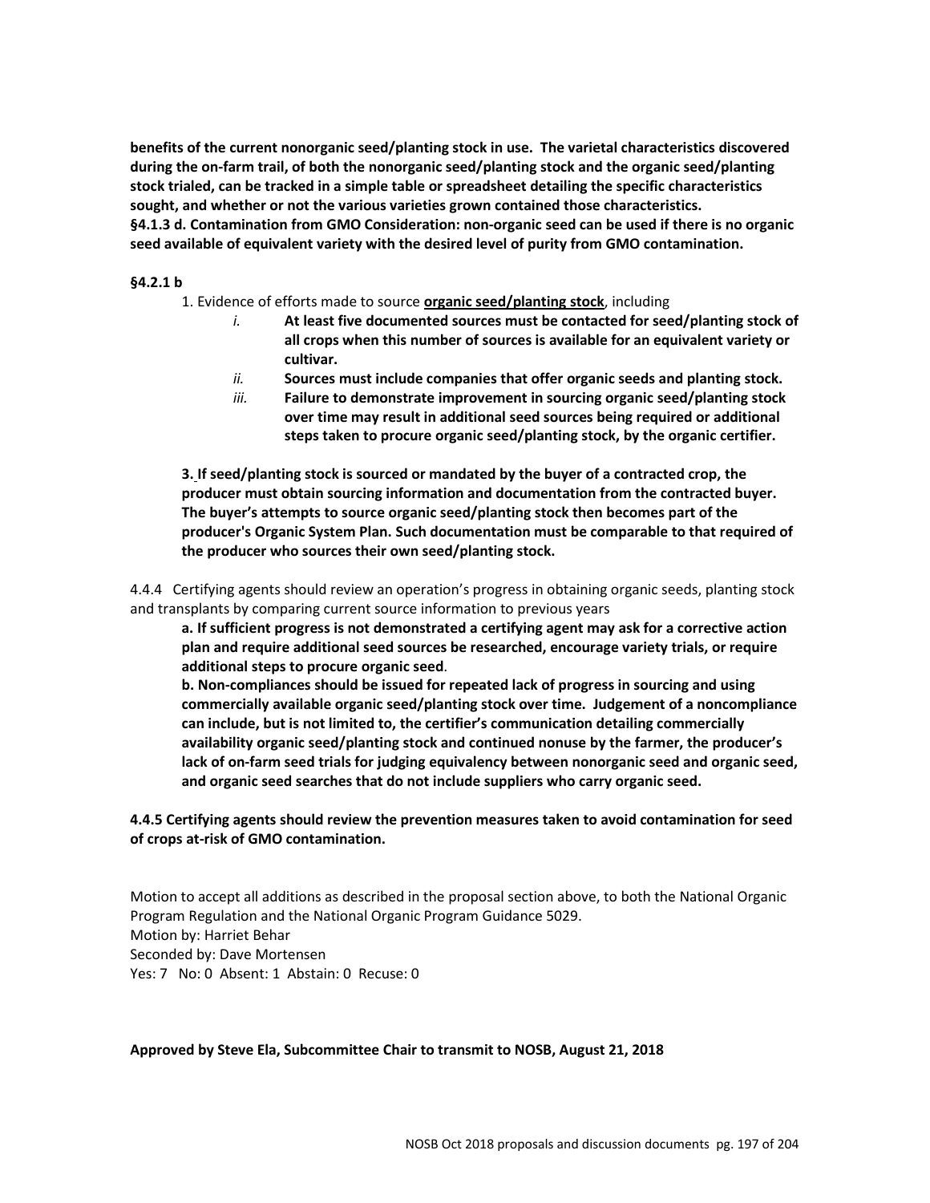**benefits of the current nonorganic seed/planting stock in use. The varietal characteristics discovered during the on-farm trail, of both the nonorganic seed/planting stock and the organic seed/planting stock trialed, can be tracked in a simple table or spreadsheet detailing the specific characteristics sought, and whether or not the various varieties grown contained those characteristics.**
**§4.1.3 d. Contamination from GMO Consideration: non-organic seed can be used if there is no organic seed available of equivalent variety with the desired level of purity from GMO contamination.**

**§4.2.1 b**

1. Evidence of efforts made to source **organic seed/planting stock**, including
   - *i.* **At least five documented sources must be contacted for seed/planting stock of all crops when this number of sources is available for an equivalent variety or cultivar.**
   - *ii.* **Sources must include companies that offer organic seeds and planting stock.**
   - *iii.* **Failure to demonstrate improvement in sourcing organic seed/planting stock over time may result in additional seed sources being required or additional steps taken to procure organic seed/planting stock, by the organic certifier.**

**3. If seed/planting stock is sourced or mandated by the buyer of a contracted crop, the producer must obtain sourcing information and documentation from the contracted buyer. The buyer's attempts to source organic seed/planting stock then becomes part of the producer's Organic System Plan. Such documentation must be comparable to that required of the producer who sources their own seed/planting stock.**

4.4.4 Certifying agents should review an operation's progress in obtaining organic seeds, planting stock and transplants by comparing current source information to previous years

**a. If sufficient progress is not demonstrated a certifying agent may ask for a corrective action plan and require additional seed sources be researched, encourage variety trials, or require additional steps to procure organic seed**.
**b. Non-compliances should be issued for repeated lack of progress in sourcing and using commercially available organic seed/planting stock over time. Judgement of a noncompliance can include, but is not limited to, the certifier's communication detailing commercially availability organic seed/planting stock and continued nonuse by the farmer, the producer's lack of on-farm seed trials for judging equivalency between nonorganic seed and organic seed, and organic seed searches that do not include suppliers who carry organic seed.**

**4.4.5 Certifying agents should review the prevention measures taken to avoid contamination for seed of crops at-risk of GMO contamination.**

Motion to accept all additions as described in the proposal section above, to both the National Organic Program Regulation and the National Organic Program Guidance 5029.
Motion by: Harriet Behar
Seconded by: Dave Mortensen
Yes: 7 No: 0 Absent: 1 Abstain: 0 Recuse: 0

**Approved by Steve Ela, Subcommittee Chair to transmit to NOSB, August 21, 2018**